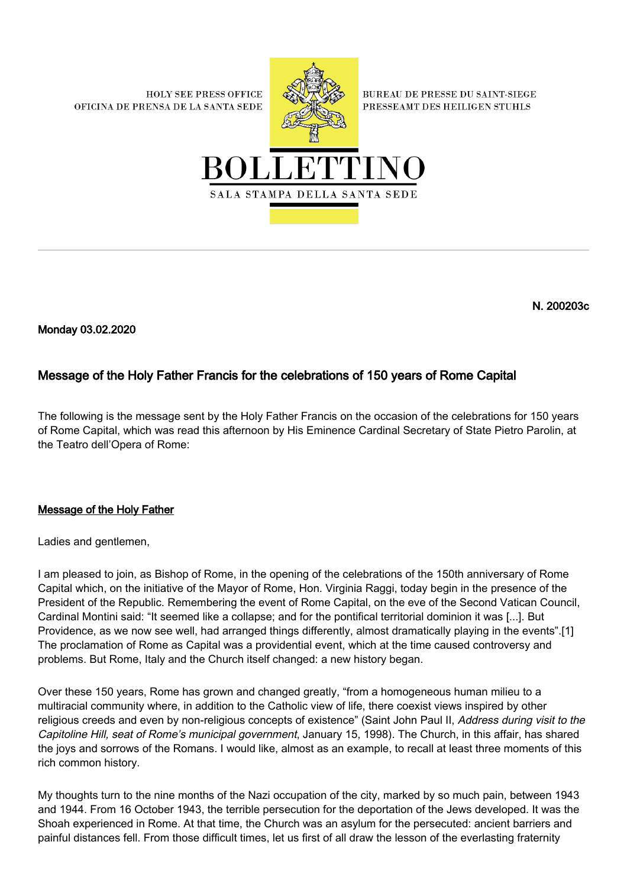HOLY SEE PRESS OFFICE
OFICINA DE PRENSA DE LA SANTA SEDE

BUREAU DE PRESSE DU SAINT-SIEGE
PRESSEAMT DES HEILIGEN STUHLS

# BOLLETTINO

SALA STAMPA DELLA SANTA SEDE

**N. 200203c**

**Monday 03.02.2020**

## Message of the Holy Father Francis for the celebrations of 150 years of Rome Capital

The following is the message sent by the Holy Father Francis on the occasion of the celebrations for 150 years of Rome Capital, which was read this afternoon by His Eminence Cardinal Secretary of State Pietro Parolin, at the Teatro dell'Opera of Rome:

### Message of the Holy Father

Ladies and gentlemen,

I am pleased to join, as Bishop of Rome, in the opening of the celebrations of the 150th anniversary of Rome Capital which, on the initiative of the Mayor of Rome, Hon. Virginia Raggi, today begin in the presence of the President of the Republic. Remembering the event of Rome Capital, on the eve of the Second Vatican Council, Cardinal Montini said: "It seemed like a collapse; and for the pontifical territorial dominion it was [...]. But Providence, as we now see well, had arranged things differently, almost dramatically playing in the events".[1] The proclamation of Rome as Capital was a providential event, which at the time caused controversy and problems. But Rome, Italy and the Church itself changed: a new history began.

Over these 150 years, Rome has grown and changed greatly, "from a homogeneous human milieu to a multiracial community where, in addition to the Catholic view of life, there coexist views inspired by other religious creeds and even by non-religious concepts of existence" (Saint John Paul II, *Address during visit to the Capitoline Hill, seat of Rome's municipal government*, January 15, 1998). The Church, in this affair, has shared the joys and sorrows of the Romans. I would like, almost as an example, to recall at least three moments of this rich common history.

My thoughts turn to the nine months of the Nazi occupation of the city, marked by so much pain, between 1943 and 1944. From 16 October 1943, the terrible persecution for the deportation of the Jews developed. It was the Shoah experienced in Rome. At that time, the Church was an asylum for the persecuted: ancient barriers and painful distances fell. From those difficult times, let us first of all draw the lesson of the everlasting fraternity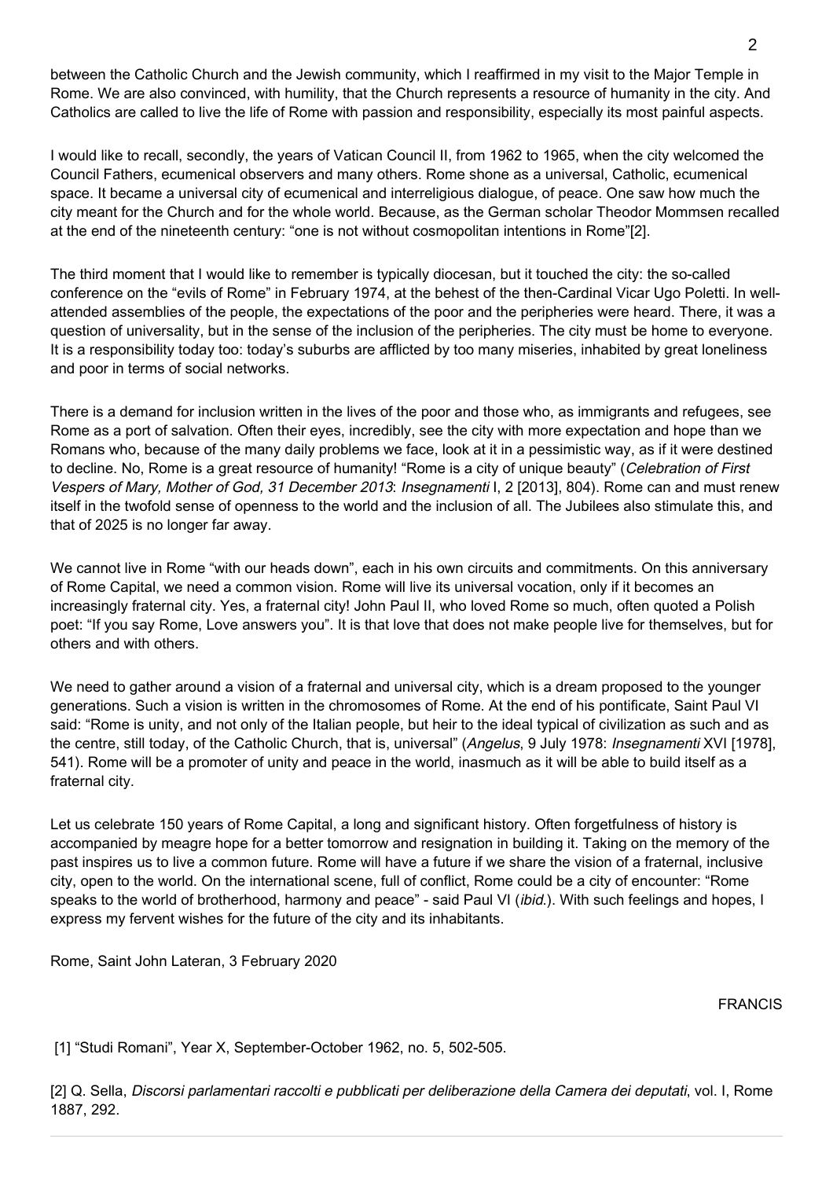between the Catholic Church and the Jewish community, which I reaffirmed in my visit to the Major Temple in Rome. We are also convinced, with humility, that the Church represents a resource of humanity in the city. And Catholics are called to live the life of Rome with passion and responsibility, especially its most painful aspects.

I would like to recall, secondly, the years of Vatican Council II, from 1962 to 1965, when the city welcomed the Council Fathers, ecumenical observers and many others. Rome shone as a universal, Catholic, ecumenical space. It became a universal city of ecumenical and interreligious dialogue, of peace. One saw how much the city meant for the Church and for the whole world. Because, as the German scholar Theodor Mommsen recalled at the end of the nineteenth century: "one is not without cosmopolitan intentions in Rome"[2].

The third moment that I would like to remember is typically diocesan, but it touched the city: the so-called conference on the "evils of Rome" in February 1974, at the behest of the then-Cardinal Vicar Ugo Poletti. In well-attended assemblies of the people, the expectations of the poor and the peripheries were heard. There, it was a question of universality, but in the sense of the inclusion of the peripheries. The city must be home to everyone. It is a responsibility today too: today's suburbs are afflicted by too many miseries, inhabited by great loneliness and poor in terms of social networks.

There is a demand for inclusion written in the lives of the poor and those who, as immigrants and refugees, see Rome as a port of salvation. Often their eyes, incredibly, see the city with more expectation and hope than we Romans who, because of the many daily problems we face, look at it in a pessimistic way, as if it were destined to decline. No, Rome is a great resource of humanity! "Rome is a city of unique beauty" (*Celebration of First Vespers of Mary, Mother of God, 31 December 2013*: *Insegnamenti* I, 2 [2013], 804). Rome can and must renew itself in the twofold sense of openness to the world and the inclusion of all. The Jubilees also stimulate this, and that of 2025 is no longer far away.

We cannot live in Rome "with our heads down", each in his own circuits and commitments. On this anniversary of Rome Capital, we need a common vision. Rome will live its universal vocation, only if it becomes an increasingly fraternal city. Yes, a fraternal city! John Paul II, who loved Rome so much, often quoted a Polish poet: "If you say Rome, Love answers you". It is that love that does not make people live for themselves, but for others and with others.

We need to gather around a vision of a fraternal and universal city, which is a dream proposed to the younger generations. Such a vision is written in the chromosomes of Rome. At the end of his pontificate, Saint Paul VI said: "Rome is unity, and not only of the Italian people, but heir to the ideal typical of civilization as such and as the centre, still today, of the Catholic Church, that is, universal" (*Angelus*, 9 July 1978: *Insegnamenti* XVI [1978], 541). Rome will be a promoter of unity and peace in the world, inasmuch as it will be able to build itself as a fraternal city.

Let us celebrate 150 years of Rome Capital, a long and significant history. Often forgetfulness of history is accompanied by meagre hope for a better tomorrow and resignation in building it. Taking on the memory of the past inspires us to live a common future. Rome will have a future if we share the vision of a fraternal, inclusive city, open to the world. On the international scene, full of conflict, Rome could be a city of encounter: "Rome speaks to the world of brotherhood, harmony and peace" - said Paul VI (*ibid.*). With such feelings and hopes, I express my fervent wishes for the future of the city and its inhabitants.

Rome, Saint John Lateran, 3 February 2020

FRANCIS

[1] "Studi Romani", Year X, September-October 1962, no. 5, 502-505.

[2] Q. Sella, *Discorsi parlamentari raccolti e pubblicati per deliberazione della Camera dei deputati*, vol. I, Rome 1887, 292.